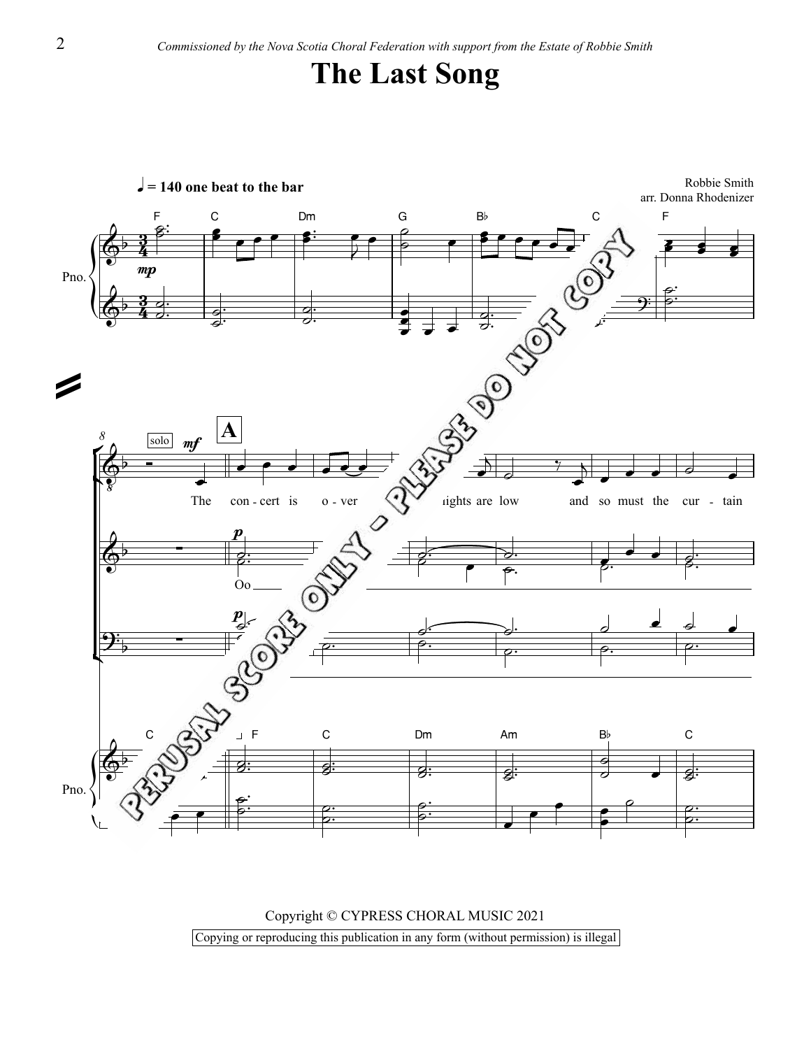*Commissioned by the Nova Scotia Choral Federation with support from the Estate of Robbie Smith*

# The Last Song

♩ = 140 one beat to the bar

Robbie Smith
arr. Donna Rhodenizer

Copyright © CYPRESS CHORAL MUSIC 2021

Copying or reproducing this publication in any form (without permission) is illegal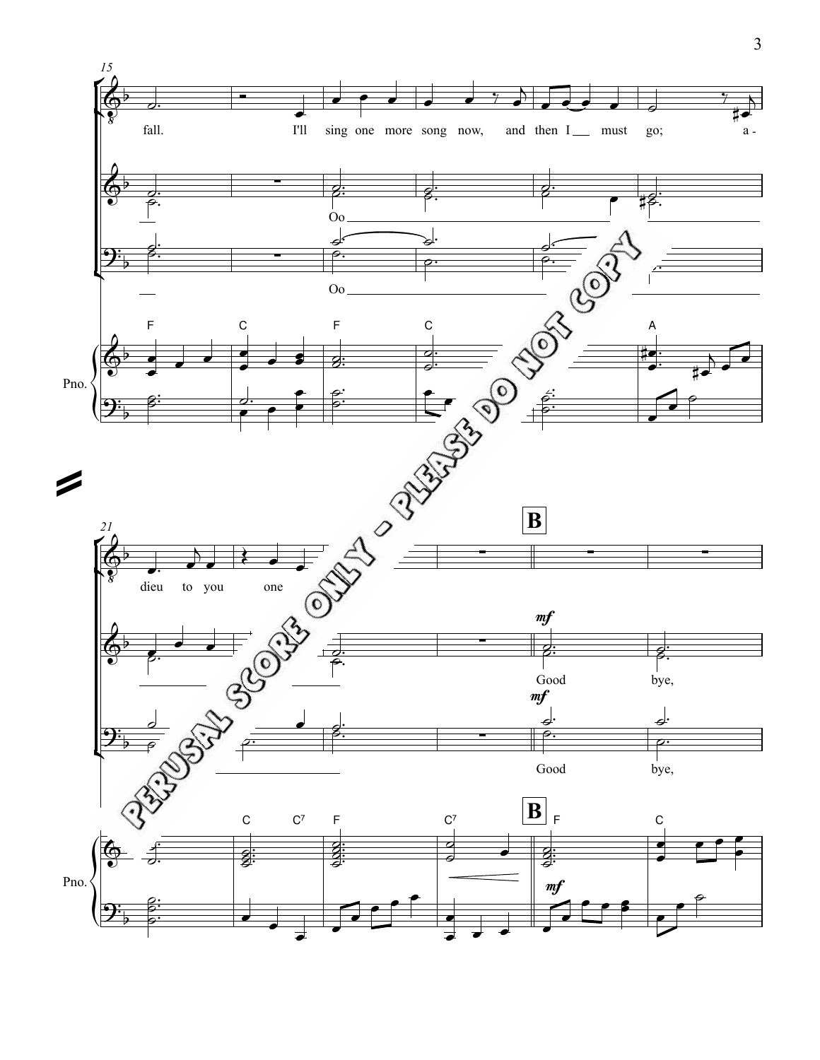fall. I'll sing one more song now, and then I must go; a-

Oo

Oo

Pno.

F C F C A

dieu to you one

**B**

*mf*

Good bye,

*mf*

Good bye,

C C7 F C7 **B** F C

*mf*

PERUSAL SCORE ONLY - PLEASE DO NOT COPY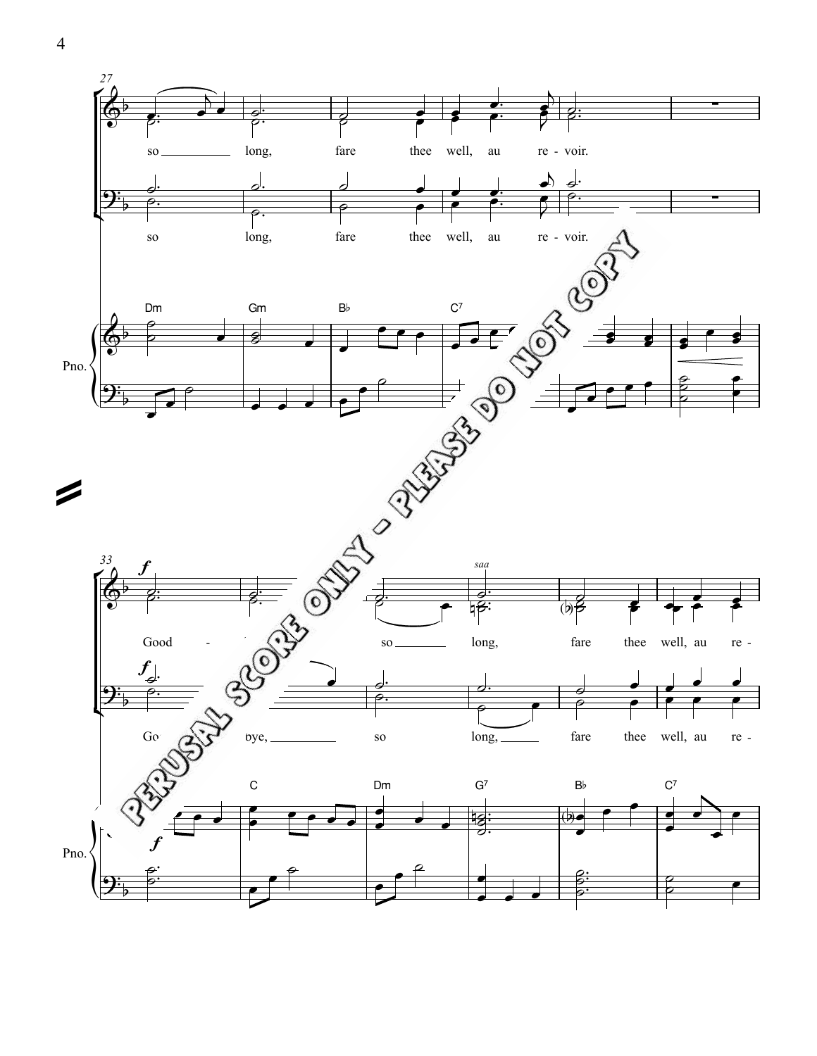27

so ___ long, fare thee well, au re - voir.

so long, fare thee well, au re - voir.

Dm Gm B♭ C⁷

Pno.

33

*f*

Good - bye, so ___ long, fare thee well, au re -

*saa*

*f*

Good - bye, ___ so long, ___ fare thee well, au re -

C Dm G⁷ B♭ C⁷

*f*

Pno.

PERUSAL SCORE ONLY - PLEASE DO NOT COPY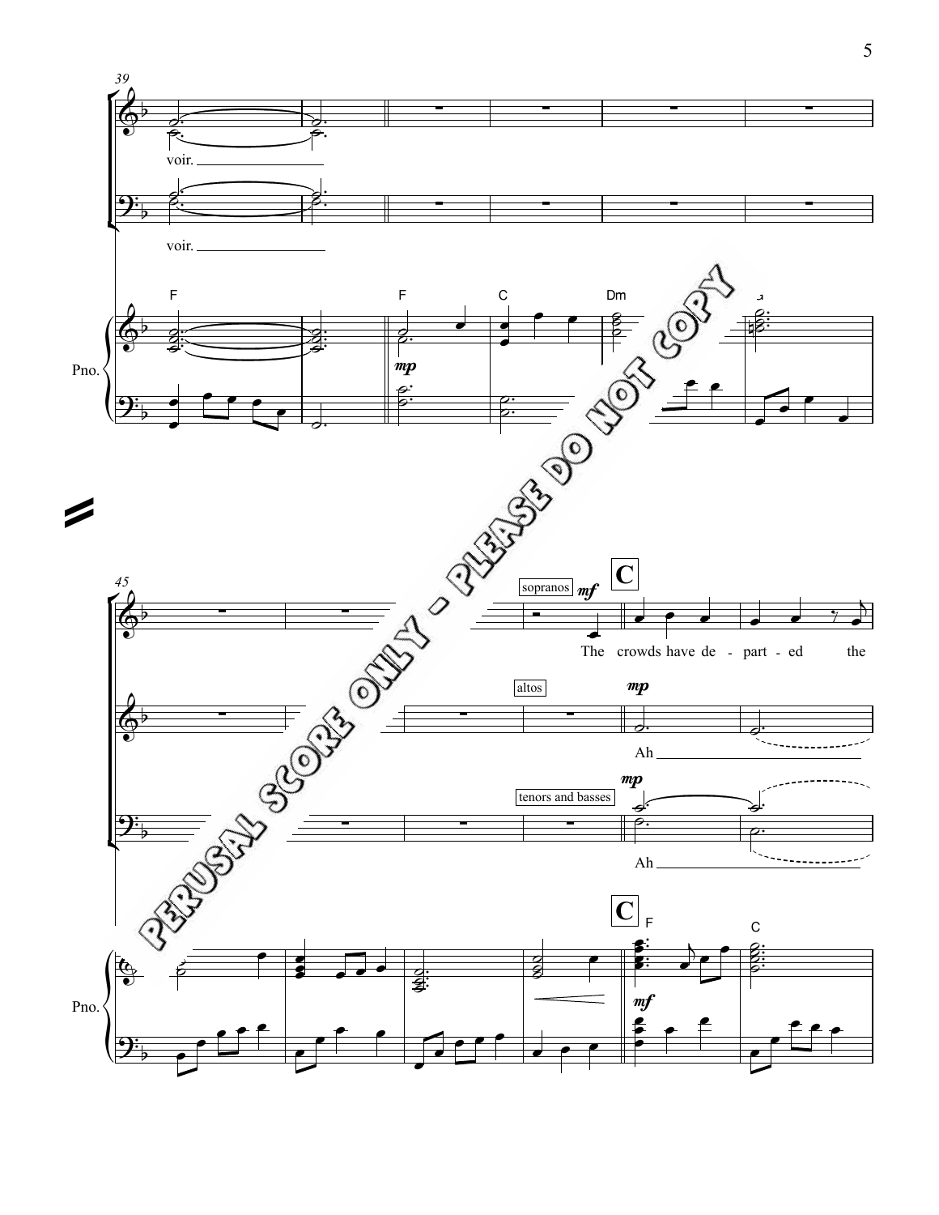voir.

voir.

Pno.

F F C Dm

*mp*

PERUSAL SCORE ONLY - PLEASE DO NOT COPY

sopranos *mf* **C**

The crowds have de - part - ed the

altos *mp*

Ah

tenors and basses *mp*

Ah

**C** F C

Pno.

*mf*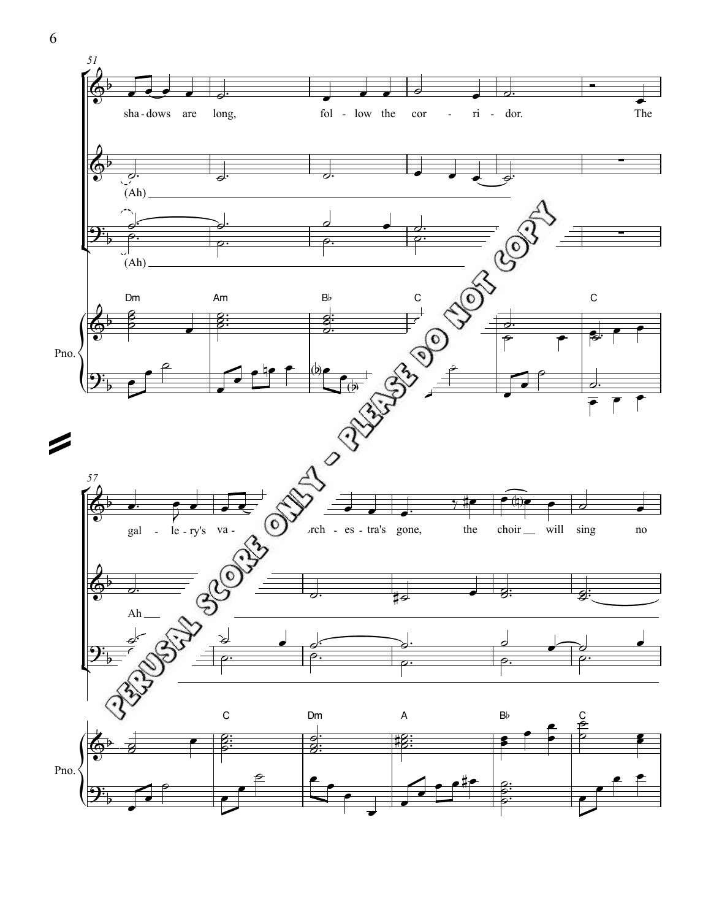sha - dows are long, fol - low the cor - ri - dor. The

(Ah)

(Ah)

Dm Am B♭ C C

Pno.

gal - le - ry's va- orch - es - tra's gone, the choir will sing no

Ah

C Dm A B♭ C

Pno.

PERUSAL SCORE ONLY - PLEASE DO NOT COPY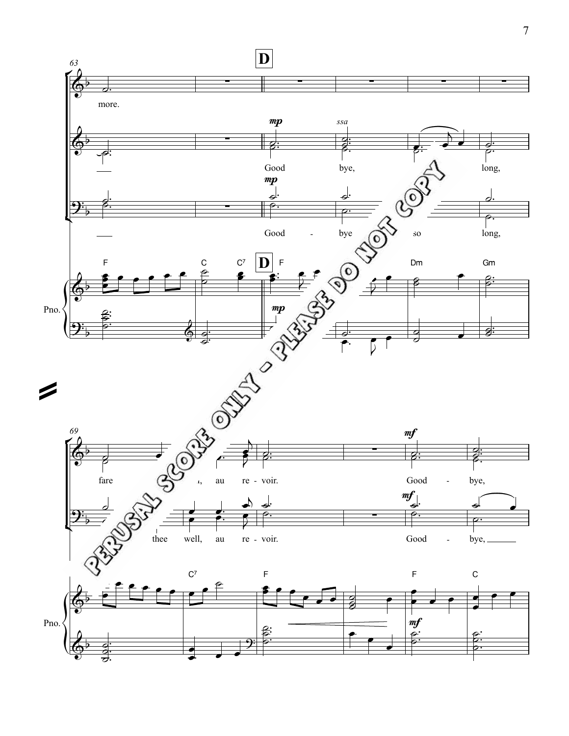63

**D**

more.

*mp* Good *ssa* bye, long,

*mp* Good - bye so long,

F C C7 **D** F Dm Gm

Pno. *mp*

PERUSAL SCORE ONLY - PLEASE DO NOT COPY

69

fare ..., au re - voir. *mf* Good - bye,

... thee well, au re - voir. *mf* Good - bye,

C7 F F C

Pno. *mf*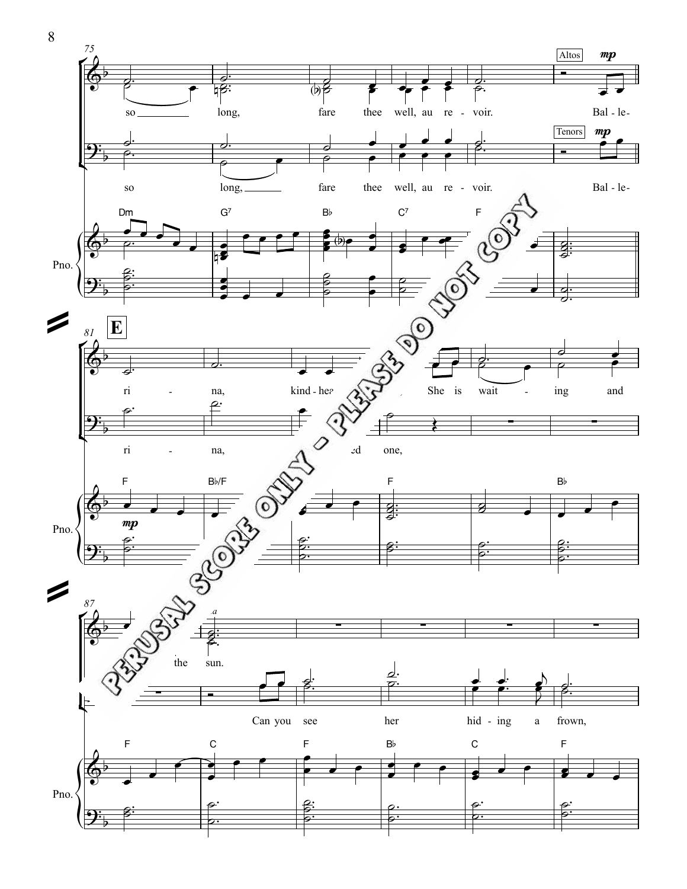Altos *mp*

so long, fare thee well, au re - voir. Bal - le -

Tenors *mp*

so long, fare thee well, au re - voir. Bal - le -

Dm G7 B♭ C7 F

Pno.

**E**

ri - na, kind - hea... She is wait - ing and

ri - na, ...ed one,

F B♭/F F B♭

*mp*

Pno.

...the sun.

Can you see her hid - ing a frown,

F C F B♭ C F

Pno.

PERUSAL SCORE ONLY - PLEASE DO NOT COPY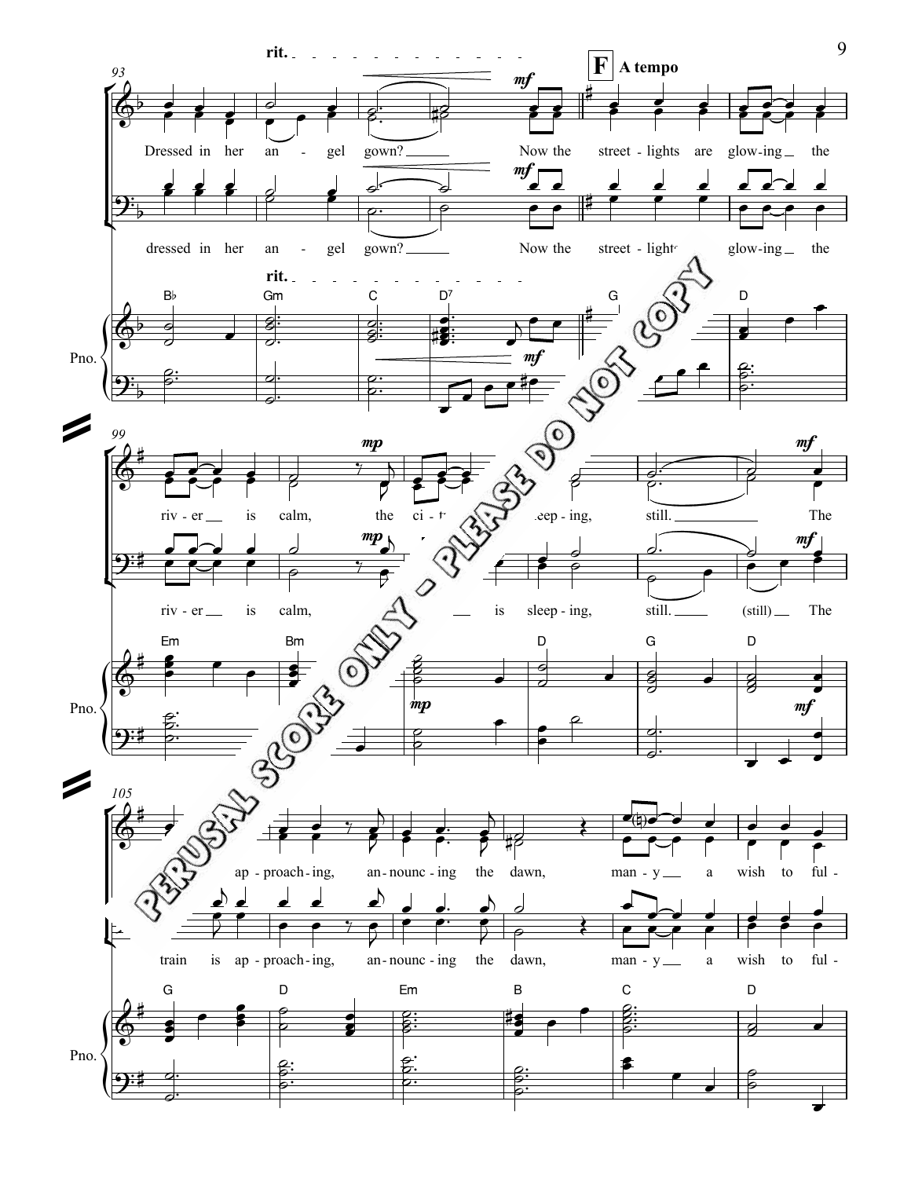rit. A tempo

**F**

93

Dressed in her an - gel gown? Now the street - lights are glow-ing the

dressed in her an - gel gown? Now the street - lights glow-ing the

Bb Gm C D7 G D

99

riv - er is calm, the ci - ty sleep - ing, still. The

riv - er is calm, is sleep - ing, still. (still) The

Em Bm D G D

105

ap - proach - ing, an - nounc - ing the dawn, man - y a wish to ful -

train is ap - proach - ing, an - nounc - ing the dawn, man - y a wish to ful -

G D Em B C D

PERUSAL SCORE ONLY - PLEASE DO NOT COPY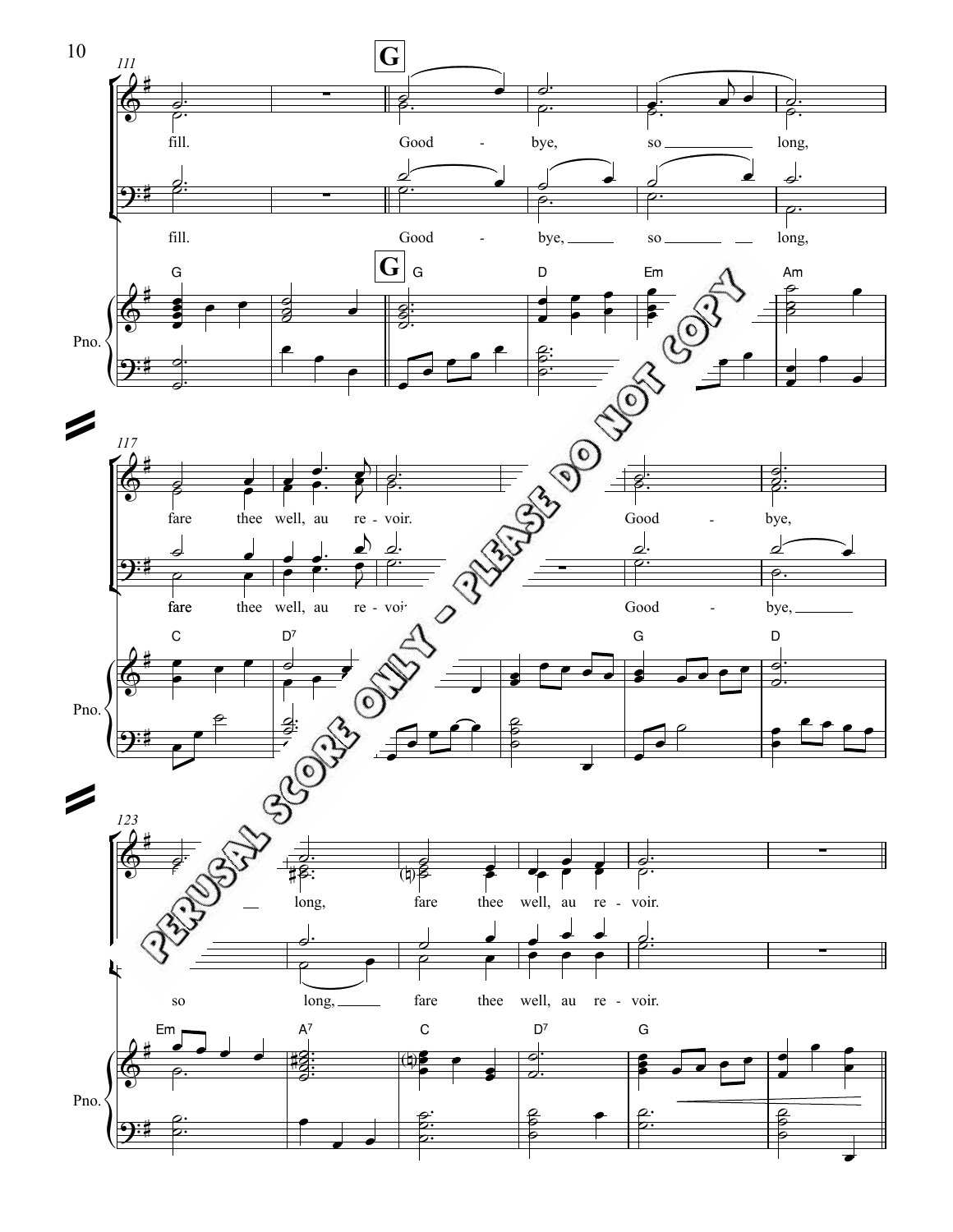111

**G**

fill. Good - bye, so long,

fill. Good - bye, so long,

**G**

G G D Em Am

Pno.

117

fare thee well, au re - voir. Good - bye,

fare thee well, au re - voir. Good - bye,

C D7 G D

Pno.

123

long, fare thee well, au re - voir.

so long, fare thee well, au re - voir.

Em A7 C D7 G

Pno.

PERUSAL SCORE ONLY - PLEASE DO NOT COPY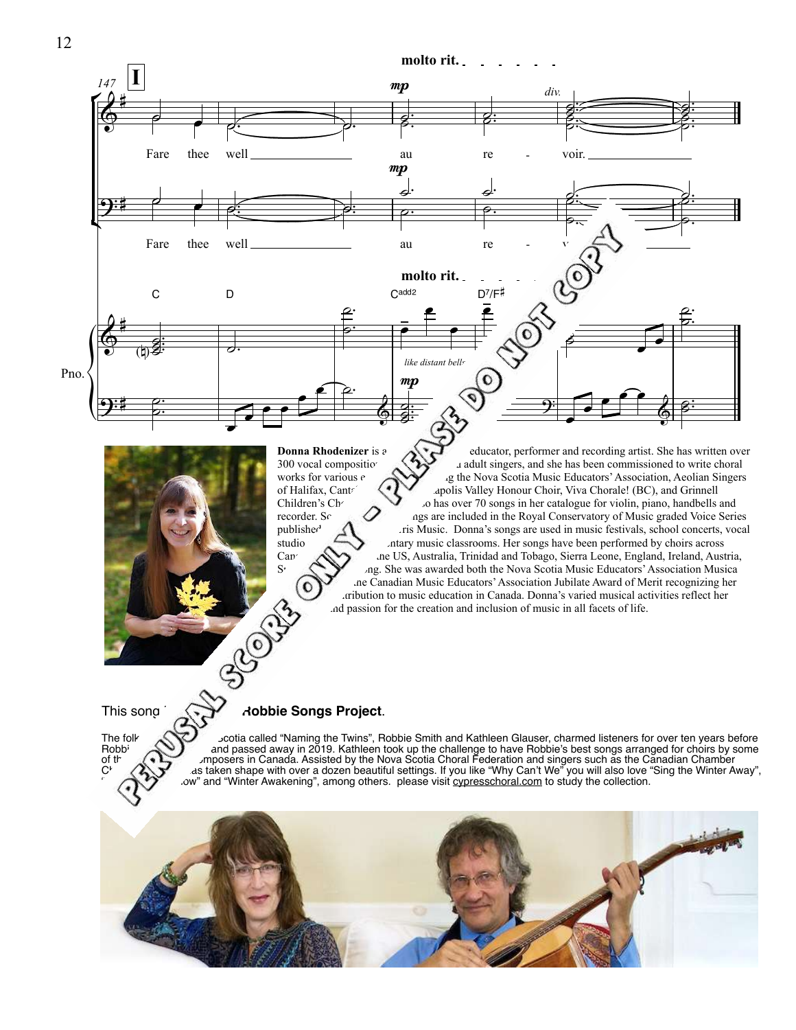**Donna Rhodenizer** is a educator, performer and recording artist. She has written over 300 vocal compositio a adult singers, and she has been commissioned to write choral works for various e g the Nova Scotia Music Educators' Association, Aeolian Singers of Halifax, Cant apolis Valley Honour Choir, Viva Chorale! (BC), and Grinnell Children's Ch o has over 70 songs in her catalogue for violin, piano, handbells and recorder. Sc ngs are included in the Royal Conservatory of Music graded Voice Series publisher ris Music. Donna's songs are used in music festivals, school concerts, vocal studio ntary music classrooms. Her songs have been performed by choirs across Can he US, Australia, Trinidad and Tobago, Sierra Leone, England, Ireland, Austria, S ng. She was awarded both the Nova Scotia Music Educators' Association Musica he Canadian Music Educators' Association Jubilate Award of Merit recognizing her tribution to music education in Canada. Donna's varied musical activities reflect her nd passion for the creation and inclusion of music in all facets of life.

This song Robbie Songs Project.

The folk cotia called "Naming the Twins", Robbie Smith and Kathleen Glauser, charmed listeners for over ten years before Robb and passed away in 2019. Kathleen took up the challenge to have Robbie's best songs arranged for choirs by some of th omposers in Canada. Assisted by the Nova Scotia Choral Federation and singers such as the Canadian Chamber C as taken shape with over a dozen beautiful settings. If you like "Why Can't We" you will also love "Sing the Winter Away", ow" and "Winter Awakening", among others. please visit cypresschoral.com to study the collection.